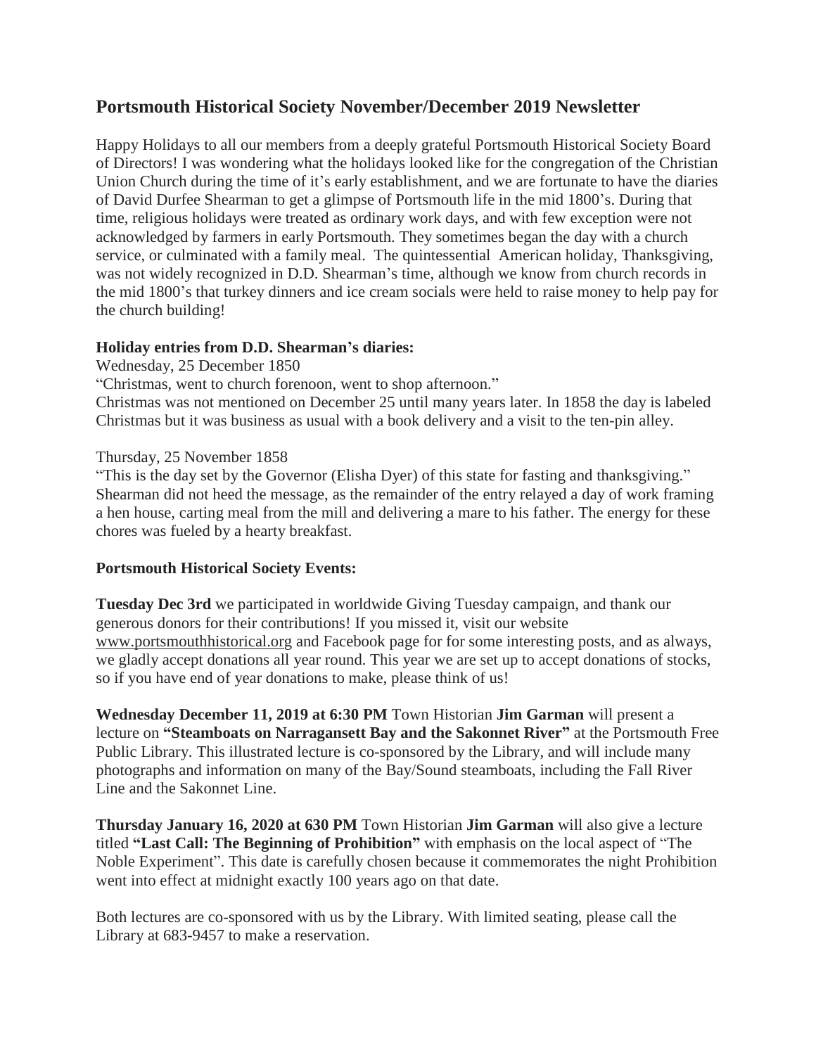## Portsmouth Historical Society November/December 2019 Newsletter

Happy Holidays to all our members from a deeply grateful Portsmouth Historical Society Board of Directors! I was wondering what the holidays looked like for the congregation of the Christian Union Church during the time of it's early establishment, and we are fortunate to have the diaries of David Durfee Shearman to get a glimpse of Portsmouth life in the mid 1800's. During that time, religious holidays were treated as ordinary work days, and with few exception were not acknowledged by farmers in early Portsmouth. They sometimes began the day with a church service, or culminated with a family meal. The quintessential American holiday, Thanksgiving, was not widely recognized in D.D. Shearman's time, although we know from church records in the mid 1800's that turkey dinners and ice cream socials were held to raise money to help pay for the church building!

**Holiday entries from D.D. Shearman's diaries:**

Wednesday, 25 December 1850
"Christmas, went to church forenoon, went to shop afternoon."
Christmas was not mentioned on December 25 until many years later. In 1858 the day is labeled Christmas but it was business as usual with a book delivery and a visit to the ten-pin alley.

Thursday, 25 November 1858
"This is the day set by the Governor (Elisha Dyer) of this state for fasting and thanksgiving." Shearman did not heed the message, as the remainder of the entry relayed a day of work framing a hen house, carting meal from the mill and delivering a mare to his father. The energy for these chores was fueled by a hearty breakfast.

**Portsmouth Historical Society Events:**

**Tuesday Dec 3rd** we participated in worldwide Giving Tuesday campaign, and thank our generous donors for their contributions! If you missed it, visit our website www.portsmouthhistorical.org and Facebook page for for some interesting posts, and as always, we gladly accept donations all year round. This year we are set up to accept donations of stocks, so if you have end of year donations to make, please think of us!

**Wednesday December 11, 2019 at 6:30 PM** Town Historian **Jim Garman** will present a lecture on **"Steamboats on Narragansett Bay and the Sakonnet River"** at the Portsmouth Free Public Library. This illustrated lecture is co-sponsored by the Library, and will include many photographs and information on many of the Bay/Sound steamboats, including the Fall River Line and the Sakonnet Line.

**Thursday January 16, 2020 at 630 PM** Town Historian **Jim Garman** will also give a lecture titled **"Last Call: The Beginning of Prohibition"** with emphasis on the local aspect of "The Noble Experiment". This date is carefully chosen because it commemorates the night Prohibition went into effect at midnight exactly 100 years ago on that date.

Both lectures are co-sponsored with us by the Library. With limited seating, please call the Library at 683-9457 to make a reservation.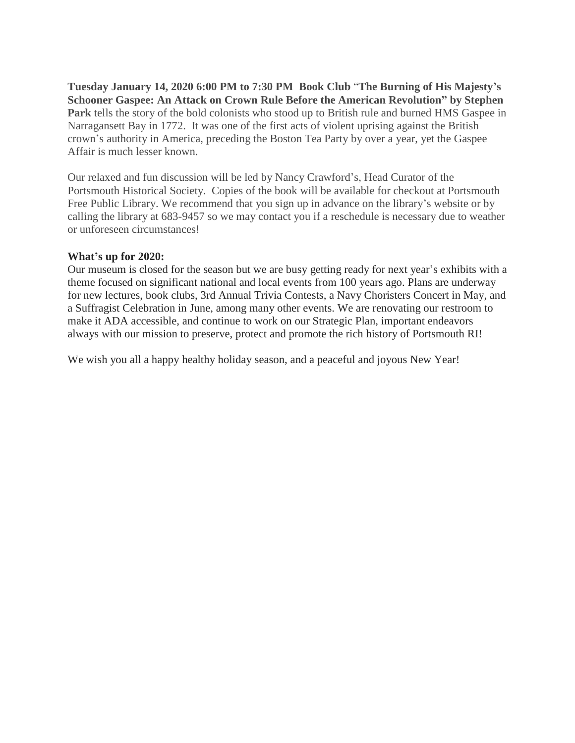**Tuesday January 14, 2020 6:00 PM to 7:30 PM Book Club** "**The Burning of His Majesty's Schooner Gaspee: An Attack on Crown Rule Before the American Revolution" by Stephen Park** tells the story of the bold colonists who stood up to British rule and burned HMS Gaspee in Narragansett Bay in 1772. It was one of the first acts of violent uprising against the British crown's authority in America, preceding the Boston Tea Party by over a year, yet the Gaspee Affair is much lesser known.

Our relaxed and fun discussion will be led by Nancy Crawford's, Head Curator of the Portsmouth Historical Society. Copies of the book will be available for checkout at Portsmouth Free Public Library. We recommend that you sign up in advance on the library's website or by calling the library at 683-9457 so we may contact you if a reschedule is necessary due to weather or unforeseen circumstances!

**What's up for 2020:**
Our museum is closed for the season but we are busy getting ready for next year's exhibits with a theme focused on significant national and local events from 100 years ago. Plans are underway for new lectures, book clubs, 3rd Annual Trivia Contests, a Navy Choristers Concert in May, and a Suffragist Celebration in June, among many other events. We are renovating our restroom to make it ADA accessible, and continue to work on our Strategic Plan, important endeavors always with our mission to preserve, protect and promote the rich history of Portsmouth RI!

We wish you all a happy healthy holiday season, and a peaceful and joyous New Year!